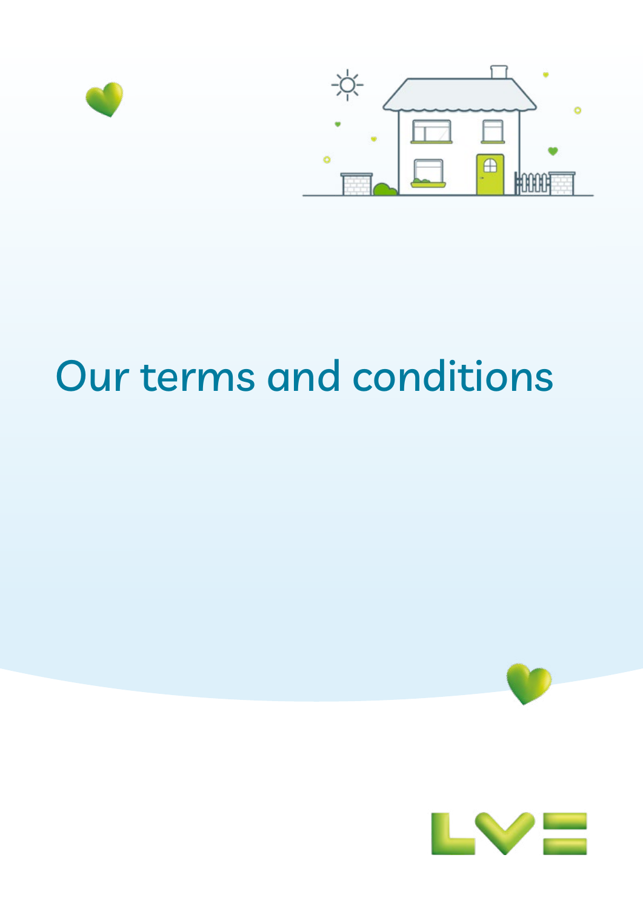# Our terms and conditions

LV=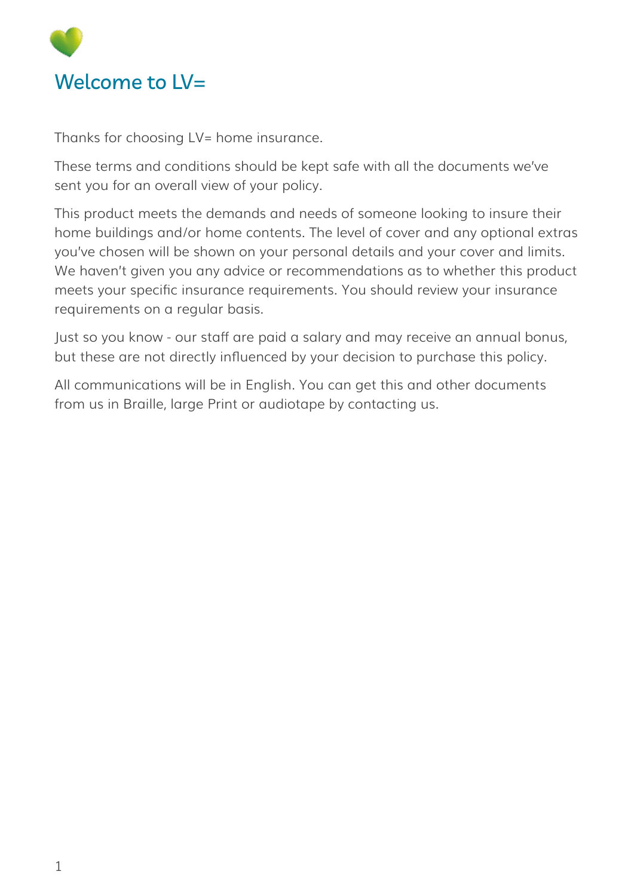# Welcome to LV=

Thanks for choosing LV= home insurance.

These terms and conditions should be kept safe with all the documents we've sent you for an overall view of your policy.

This product meets the demands and needs of someone looking to insure their home buildings and/or home contents. The level of cover and any optional extras you've chosen will be shown on your personal details and your cover and limits. We haven't given you any advice or recommendations as to whether this product meets your specific insurance requirements. You should review your insurance requirements on a regular basis.

Just so you know - our staff are paid a salary and may receive an annual bonus, but these are not directly influenced by your decision to purchase this policy.

All communications will be in English. You can get this and other documents from us in Braille, large Print or audiotape by contacting us.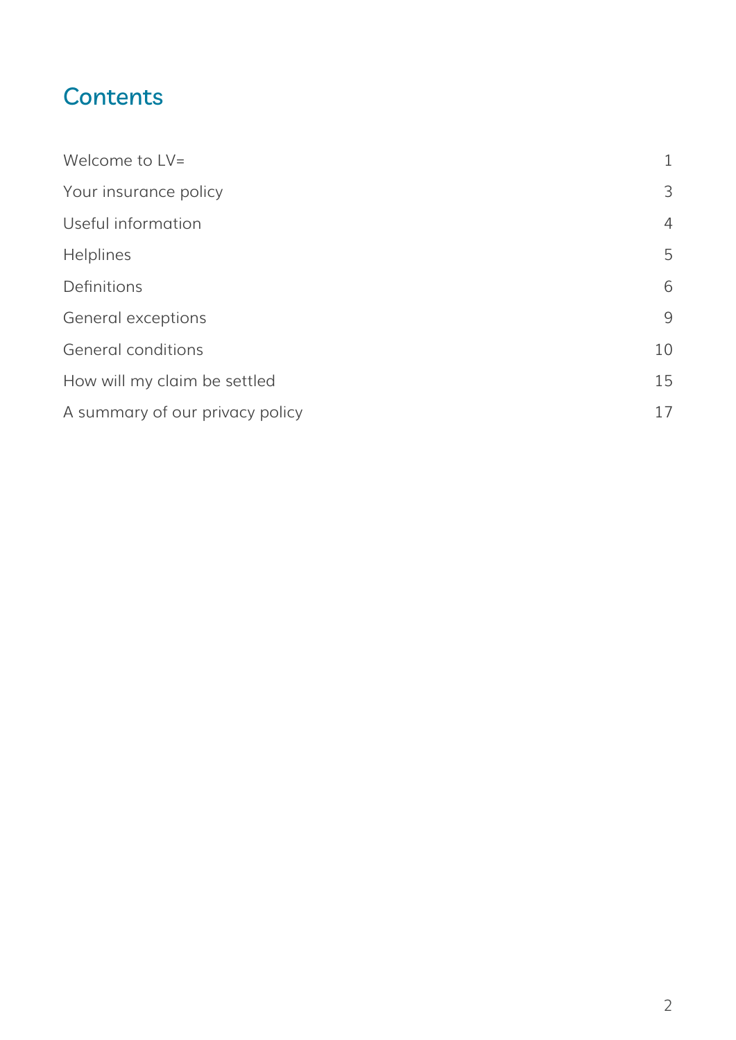# Contents

| | |
|---|---|
| Welcome to LV= | 1 |
| Your insurance policy | 3 |
| Useful information | 4 |
| Helplines | 5 |
| Definitions | 6 |
| General exceptions | 9 |
| General conditions | 10 |
| How will my claim be settled | 15 |
| A summary of our privacy policy | 17 |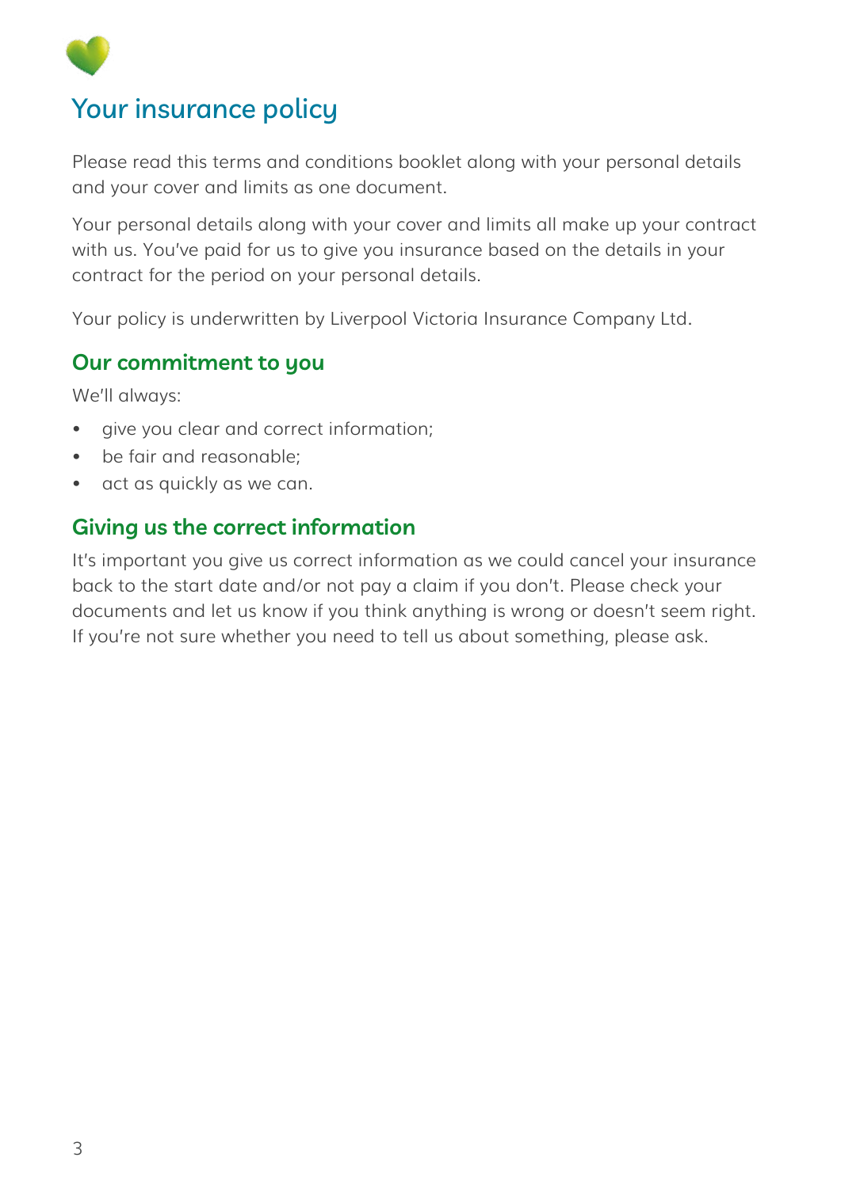# Your insurance policy

Please read this terms and conditions booklet along with your personal details and your cover and limits as one document.

Your personal details along with your cover and limits all make up your contract with us. You've paid for us to give you insurance based on the details in your contract for the period on your personal details.

Your policy is underwritten by Liverpool Victoria Insurance Company Ltd.

## Our commitment to you

We'll always:

- give you clear and correct information;
- be fair and reasonable;
- act as quickly as we can.

## Giving us the correct information

It's important you give us correct information as we could cancel your insurance back to the start date and/or not pay a claim if you don't. Please check your documents and let us know if you think anything is wrong or doesn't seem right. If you're not sure whether you need to tell us about something, please ask.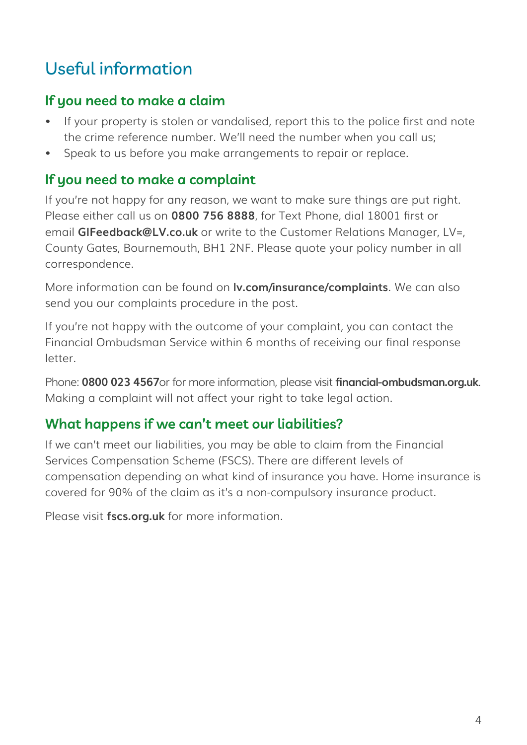# Useful information

## If you need to make a claim

- If your property is stolen or vandalised, report this to the police first and note the crime reference number. We'll need the number when you call us;
- Speak to us before you make arrangements to repair or replace.

## If you need to make a complaint

If you're not happy for any reason, we want to make sure things are put right. Please either call us on **0800 756 8888**, for Text Phone, dial 18001 first or email **GIFeedback@LV.co.uk** or write to the Customer Relations Manager, LV=, County Gates, Bournemouth, BH1 2NF. Please quote your policy number in all correspondence.

More information can be found on **lv.com/insurance/complaints**. We can also send you our complaints procedure in the post.

If you're not happy with the outcome of your complaint, you can contact the Financial Ombudsman Service within 6 months of receiving our final response letter.

Phone: **0800 023 4567**or for more information, please visit **financial-ombudsman.org.uk**. Making a complaint will not affect your right to take legal action.

## What happens if we can't meet our liabilities?

If we can't meet our liabilities, you may be able to claim from the Financial Services Compensation Scheme (FSCS). There are different levels of compensation depending on what kind of insurance you have. Home insurance is covered for 90% of the claim as it's a non-compulsory insurance product.

Please visit **fscs.org.uk** for more information.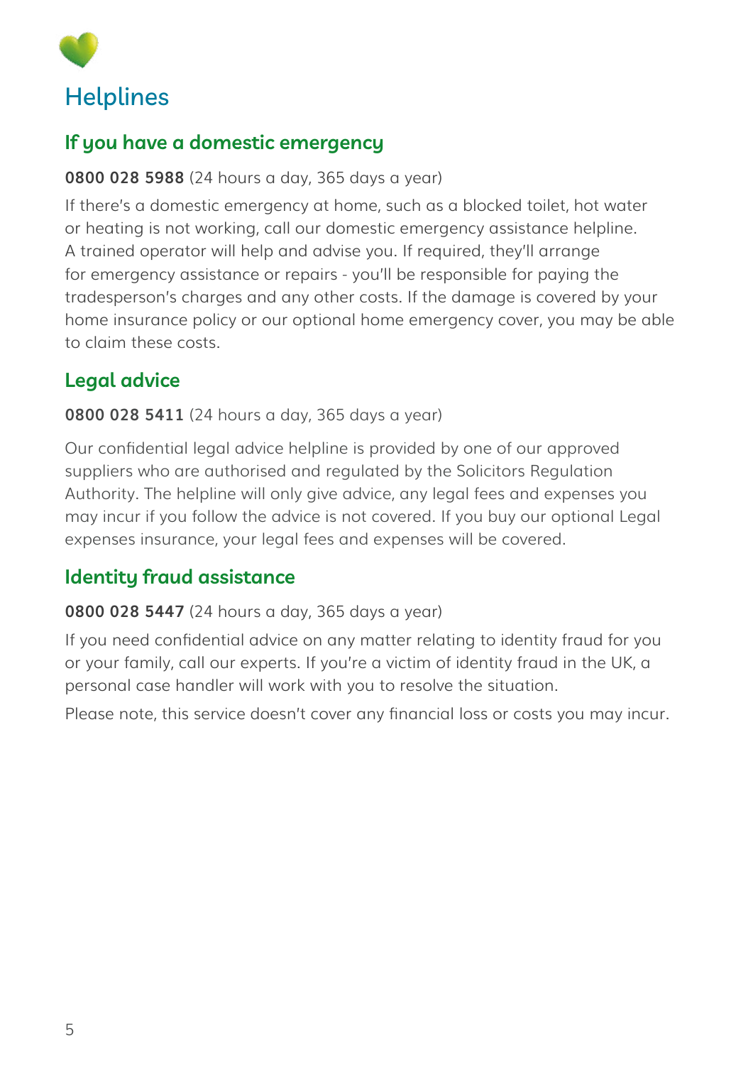# Helplines

## If you have a domestic emergency

**0800 028 5988** (24 hours a day, 365 days a year)

If there's a domestic emergency at home, such as a blocked toilet, hot water or heating is not working, call our domestic emergency assistance helpline. A trained operator will help and advise you. If required, they'll arrange for emergency assistance or repairs - you'll be responsible for paying the tradesperson's charges and any other costs. If the damage is covered by your home insurance policy or our optional home emergency cover, you may be able to claim these costs.

## Legal advice

**0800 028 5411** (24 hours a day, 365 days a year)

Our confidential legal advice helpline is provided by one of our approved suppliers who are authorised and regulated by the Solicitors Regulation Authority. The helpline will only give advice, any legal fees and expenses you may incur if you follow the advice is not covered. If you buy our optional Legal expenses insurance, your legal fees and expenses will be covered.

## Identity fraud assistance

**0800 028 5447** (24 hours a day, 365 days a year)

If you need confidential advice on any matter relating to identity fraud for you or your family, call our experts. If you're a victim of identity fraud in the UK, a personal case handler will work with you to resolve the situation.

Please note, this service doesn't cover any financial loss or costs you may incur.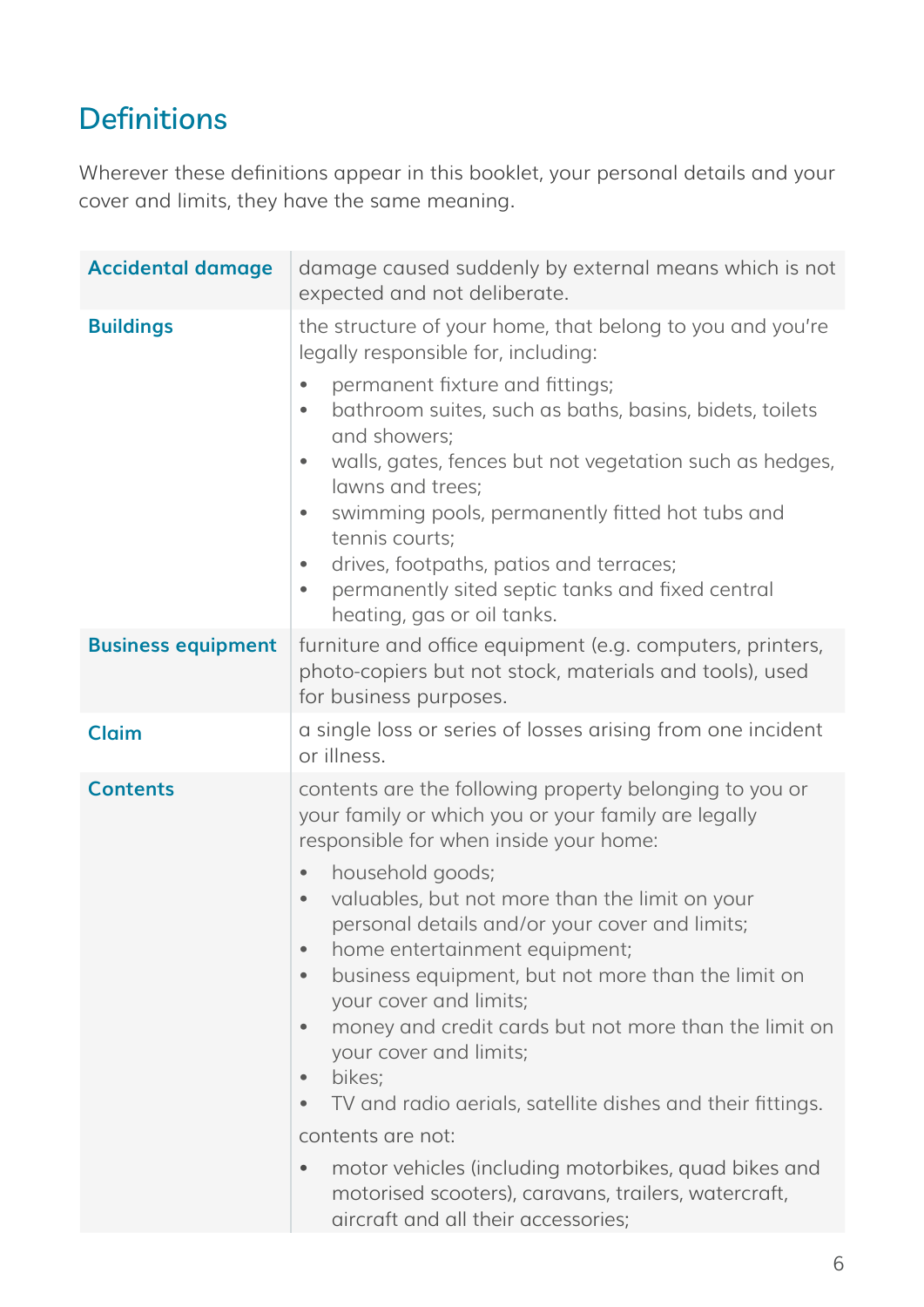# Definitions

Wherever these definitions appear in this booklet, your personal details and your cover and limits, they have the same meaning.

| | |
|---|---|
| **Accidental damage** | damage caused suddenly by external means which is not expected and not deliberate. |
| **Buildings** | the structure of your home, that belong to you and you're legally responsible for, including:<br>• permanent fixture and fittings;<br>• bathroom suites, such as baths, basins, bidets, toilets and showers;<br>• walls, gates, fences but not vegetation such as hedges, lawns and trees;<br>• swimming pools, permanently fitted hot tubs and tennis courts;<br>• drives, footpaths, patios and terraces;<br>• permanently sited septic tanks and fixed central heating, gas or oil tanks. |
| **Business equipment** | furniture and office equipment (e.g. computers, printers, photo-copiers but not stock, materials and tools), used for business purposes. |
| **Claim** | a single loss or series of losses arising from one incident or illness. |
| **Contents** | contents are the following property belonging to you or your family or which you or your family are legally responsible for when inside your home:<br>• household goods;<br>• valuables, but not more than the limit on your personal details and/or your cover and limits;<br>• home entertainment equipment;<br>• business equipment, but not more than the limit on your cover and limits;<br>• money and credit cards but not more than the limit on your cover and limits;<br>• bikes;<br>• TV and radio aerials, satellite dishes and their fittings.<br>contents are not:<br>• motor vehicles (including motorbikes, quad bikes and motorised scooters), caravans, trailers, watercraft, aircraft and all their accessories; |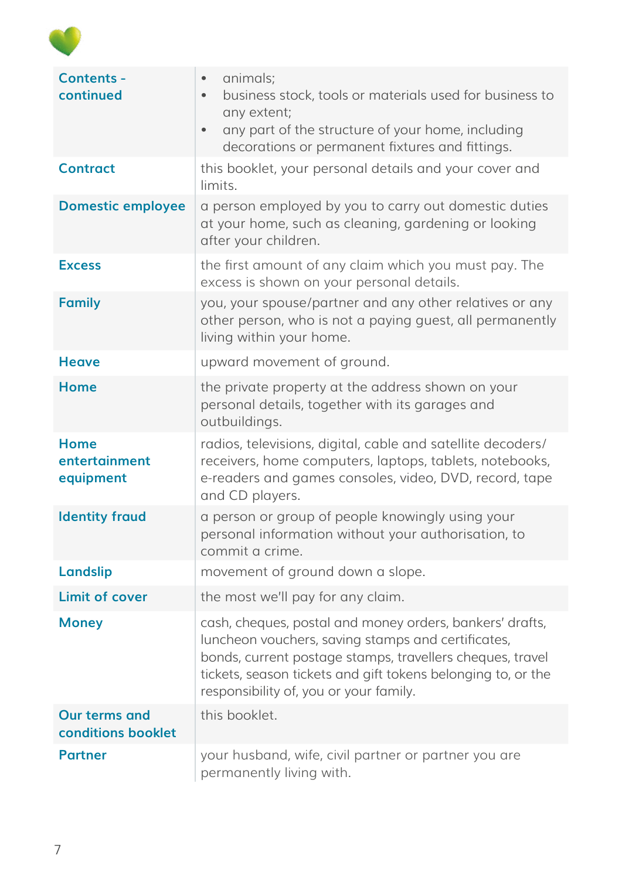| | |
|---|---|
| **Contents - continued** | • animals;<br>• business stock, tools or materials used for business to any extent;<br>• any part of the structure of your home, including decorations or permanent fixtures and fittings. |
| **Contract** | this booklet, your personal details and your cover and limits. |
| **Domestic employee** | a person employed by you to carry out domestic duties at your home, such as cleaning, gardening or looking after your children. |
| **Excess** | the first amount of any claim which you must pay. The excess is shown on your personal details. |
| **Family** | you, your spouse/partner and any other relatives or any other person, who is not a paying guest, all permanently living within your home. |
| **Heave** | upward movement of ground. |
| **Home** | the private property at the address shown on your personal details, together with its garages and outbuildings. |
| **Home entertainment equipment** | radios, televisions, digital, cable and satellite decoders/ receivers, home computers, laptops, tablets, notebooks, e-readers and games consoles, video, DVD, record, tape and CD players. |
| **Identity fraud** | a person or group of people knowingly using your personal information without your authorisation, to commit a crime. |
| **Landslip** | movement of ground down a slope. |
| **Limit of cover** | the most we'll pay for any claim. |
| **Money** | cash, cheques, postal and money orders, bankers' drafts, luncheon vouchers, saving stamps and certificates, bonds, current postage stamps, travellers cheques, travel tickets, season tickets and gift tokens belonging to, or the responsibility of, you or your family. |
| **Our terms and conditions booklet** | this booklet. |
| **Partner** | your husband, wife, civil partner or partner you are permanently living with. |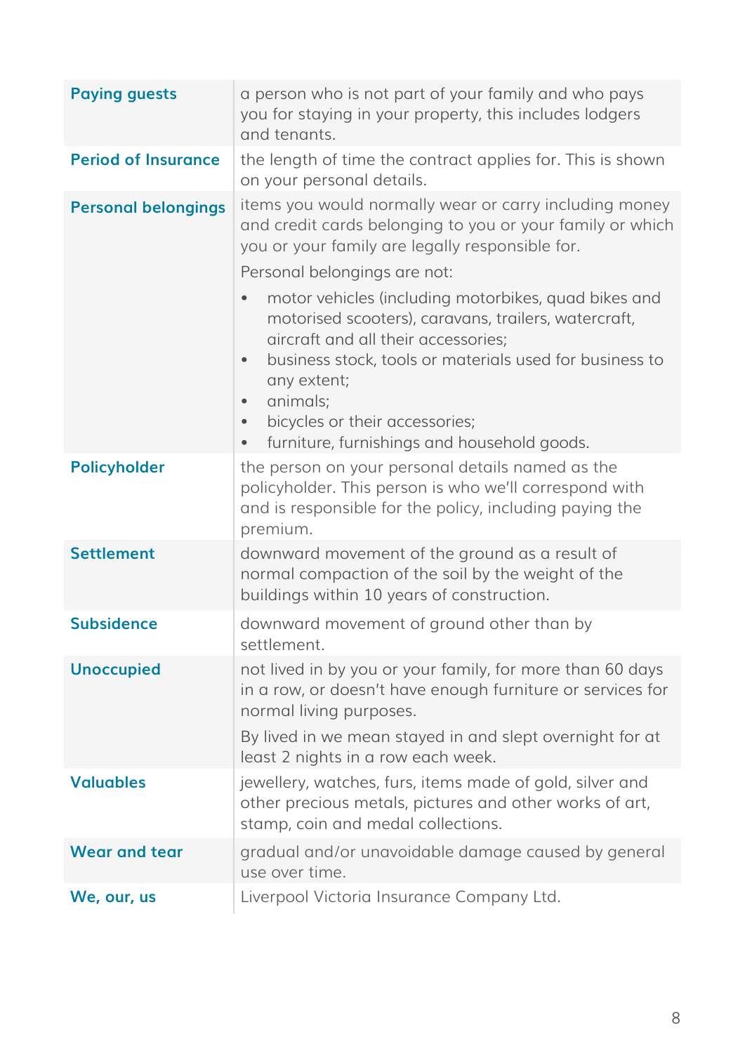| | |
|---|---|
| **Paying guests** | a person who is not part of your family and who pays you for staying in your property, this includes lodgers and tenants. |
| **Period of Insurance** | the length of time the contract applies for. This is shown on your personal details. |
| **Personal belongings** | items you would normally wear or carry including money and credit cards belonging to you or your family or which you or your family are legally responsible for.<br><br>Personal belongings are not:<br>• motor vehicles (including motorbikes, quad bikes and motorised scooters), caravans, trailers, watercraft, aircraft and all their accessories;<br>• business stock, tools or materials used for business to any extent;<br>• animals;<br>• bicycles or their accessories;<br>• furniture, furnishings and household goods. |
| **Policyholder** | the person on your personal details named as the policyholder. This person is who we'll correspond with and is responsible for the policy, including paying the premium. |
| **Settlement** | downward movement of the ground as a result of normal compaction of the soil by the weight of the buildings within 10 years of construction. |
| **Subsidence** | downward movement of ground other than by settlement. |
| **Unoccupied** | not lived in by you or your family, for more than 60 days in a row, or doesn't have enough furniture or services for normal living purposes.<br><br>By lived in we mean stayed in and slept overnight for at least 2 nights in a row each week. |
| **Valuables** | jewellery, watches, furs, items made of gold, silver and other precious metals, pictures and other works of art, stamp, coin and medal collections. |
| **Wear and tear** | gradual and/or unavoidable damage caused by general use over time. |
| **We, our, us** | Liverpool Victoria Insurance Company Ltd. |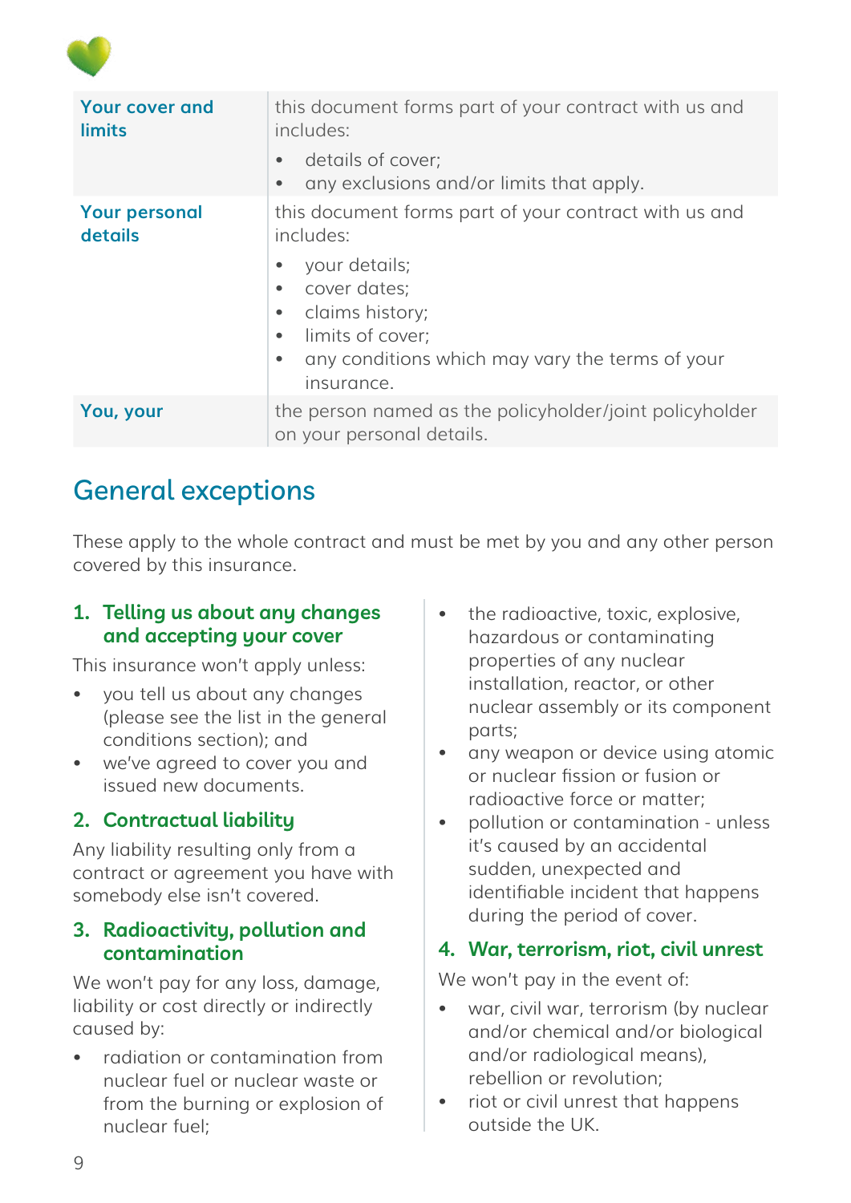| | |
|---|---|
| **Your cover and limits** | this document forms part of your contract with us and includes:<br>• details of cover;<br>• any exclusions and/or limits that apply. |
| **Your personal details** | this document forms part of your contract with us and includes:<br>• your details;<br>• cover dates;<br>• claims history;<br>• limits of cover;<br>• any conditions which may vary the terms of your insurance. |
| **You, your** | the person named as the policyholder/joint policyholder on your personal details. |

## General exceptions

These apply to the whole contract and must be met by you and any other person covered by this insurance.

### 1. Telling us about any changes and accepting your cover

This insurance won't apply unless:

- you tell us about any changes (please see the list in the general conditions section); and
- we've agreed to cover you and issued new documents.

### 2. Contractual liability

Any liability resulting only from a contract or agreement you have with somebody else isn't covered.

### 3. Radioactivity, pollution and contamination

We won't pay for any loss, damage, liability or cost directly or indirectly caused by:

- radiation or contamination from nuclear fuel or nuclear waste or from the burning or explosion of nuclear fuel;
- the radioactive, toxic, explosive, hazardous or contaminating properties of any nuclear installation, reactor, or other nuclear assembly or its component parts;
- any weapon or device using atomic or nuclear fission or fusion or radioactive force or matter;
- pollution or contamination - unless it's caused by an accidental sudden, unexpected and identifiable incident that happens during the period of cover.

### 4. War, terrorism, riot, civil unrest

We won't pay in the event of:

- war, civil war, terrorism (by nuclear and/or chemical and/or biological and/or radiological means), rebellion or revolution;
- riot or civil unrest that happens outside the UK.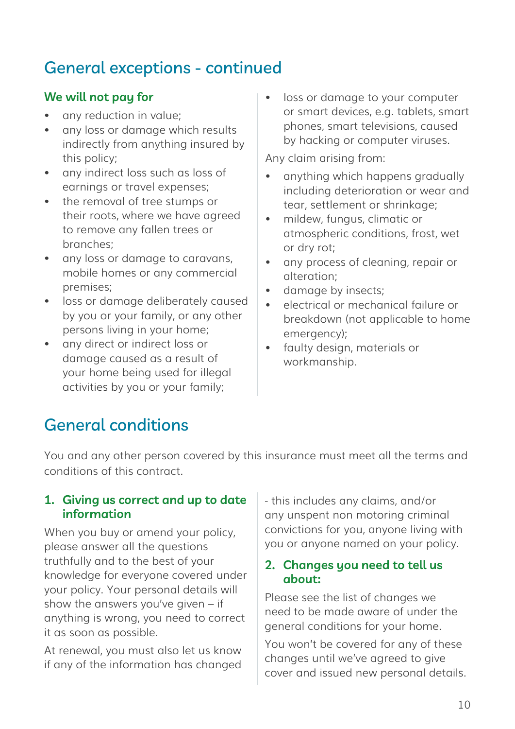## General exceptions - continued

### We will not pay for

- any reduction in value;
- any loss or damage which results indirectly from anything insured by this policy;
- any indirect loss such as loss of earnings or travel expenses;
- the removal of tree stumps or their roots, where we have agreed to remove any fallen trees or branches;
- any loss or damage to caravans, mobile homes or any commercial premises;
- loss or damage deliberately caused by you or your family, or any other persons living in your home;
- any direct or indirect loss or damage caused as a result of your home being used for illegal activities by you or your family;
- loss or damage to your computer or smart devices, e.g. tablets, smart phones, smart televisions, caused by hacking or computer viruses.

Any claim arising from:

- anything which happens gradually including deterioration or wear and tear, settlement or shrinkage;
- mildew, fungus, climatic or atmospheric conditions, frost, wet or dry rot;
- any process of cleaning, repair or alteration;
- damage by insects;
- electrical or mechanical failure or breakdown (not applicable to home emergency);
- faulty design, materials or workmanship.

## General conditions

You and any other person covered by this insurance must meet all the terms and conditions of this contract.

### 1. Giving us correct and up to date information

When you buy or amend your policy, please answer all the questions truthfully and to the best of your knowledge for everyone covered under your policy. Your personal details will show the answers you've given – if anything is wrong, you need to correct it as soon as possible.

At renewal, you must also let us know if any of the information has changed - this includes any claims, and/or any unspent non motoring criminal convictions for you, anyone living with you or anyone named on your policy.

### 2. Changes you need to tell us about:

Please see the list of changes we need to be made aware of under the general conditions for your home.

You won't be covered for any of these changes until we've agreed to give cover and issued new personal details.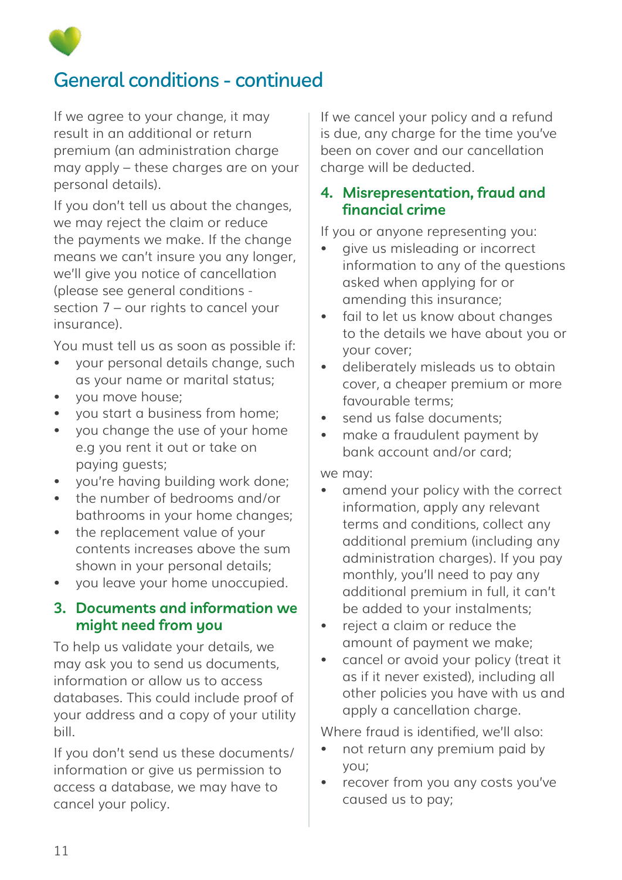## General conditions - continued

If we agree to your change, it may result in an additional or return premium (an administration charge may apply – these charges are on your personal details).

If you don't tell us about the changes, we may reject the claim or reduce the payments we make. If the change means we can't insure you any longer, we'll give you notice of cancellation (please see general conditions - section 7 – our rights to cancel your insurance).

You must tell us as soon as possible if:

- your personal details change, such as your name or marital status;
- you move house;
- you start a business from home;
- you change the use of your home e.g you rent it out or take on paying guests;
- you're having building work done;
- the number of bedrooms and/or bathrooms in your home changes;
- the replacement value of your contents increases above the sum shown in your personal details;
- you leave your home unoccupied.

### 3. Documents and information we might need from you

To help us validate your details, we may ask you to send us documents, information or allow us to access databases. This could include proof of your address and a copy of your utility bill.

If you don't send us these documents/information or give us permission to access a database, we may have to cancel your policy.

If we cancel your policy and a refund is due, any charge for the time you've been on cover and our cancellation charge will be deducted.

### 4. Misrepresentation, fraud and financial crime

If you or anyone representing you:

- give us misleading or incorrect information to any of the questions asked when applying for or amending this insurance;
- fail to let us know about changes to the details we have about you or your cover;
- deliberately misleads us to obtain cover, a cheaper premium or more favourable terms;
- send us false documents;
- make a fraudulent payment by bank account and/or card;

we may:

- amend your policy with the correct information, apply any relevant terms and conditions, collect any additional premium (including any administration charges). If you pay monthly, you'll need to pay any additional premium in full, it can't be added to your instalments;
- reject a claim or reduce the amount of payment we make;
- cancel or avoid your policy (treat it as if it never existed), including all other policies you have with us and apply a cancellation charge.

Where fraud is identified, we'll also:

- not return any premium paid by you;
- recover from you any costs you've caused us to pay;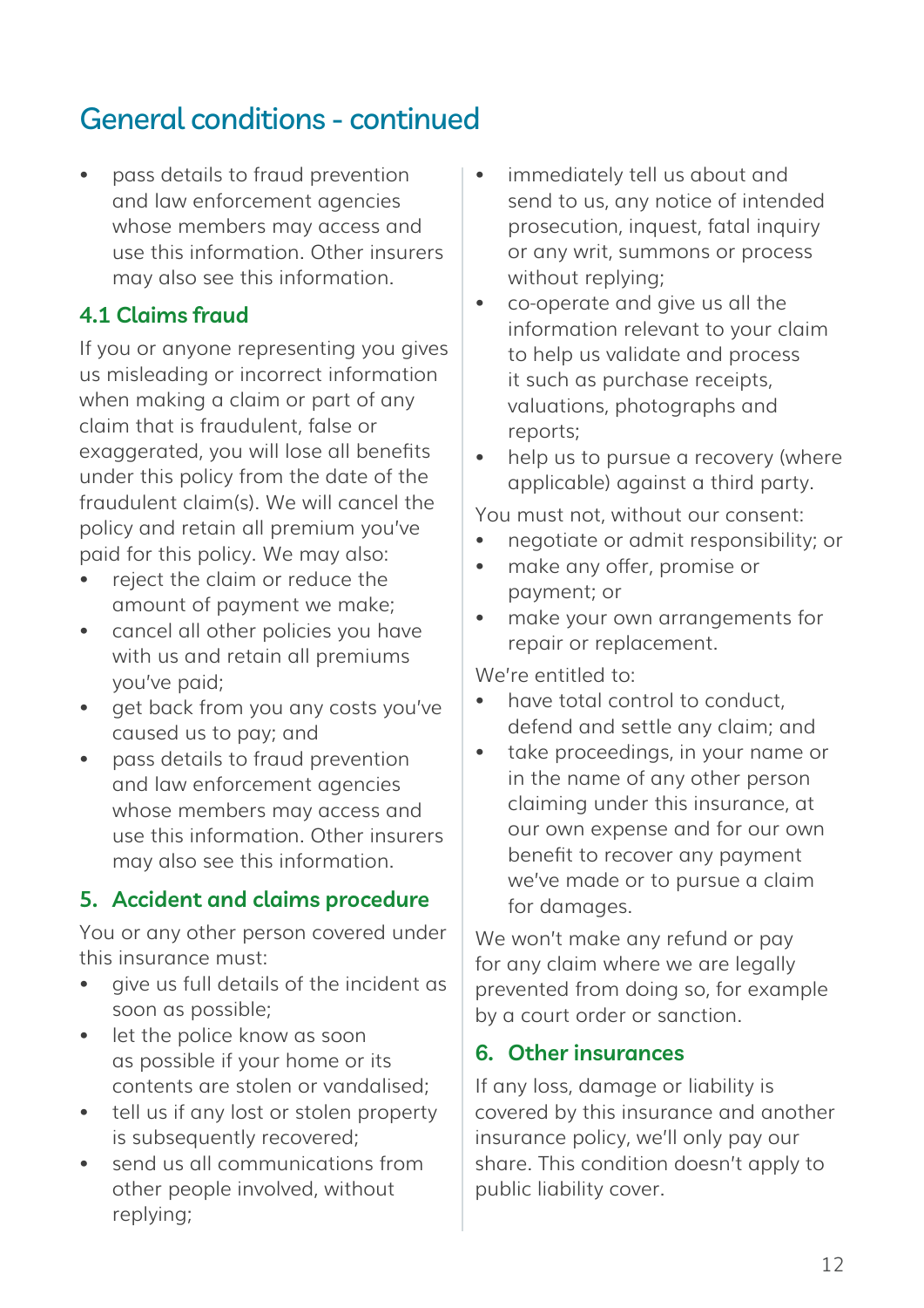# General conditions - continued

- pass details to fraud prevention and law enforcement agencies whose members may access and use this information. Other insurers may also see this information.

### 4.1 Claims fraud

If you or anyone representing you gives us misleading or incorrect information when making a claim or part of any claim that is fraudulent, false or exaggerated, you will lose all benefits under this policy from the date of the fraudulent claim(s). We will cancel the policy and retain all premium you've paid for this policy. We may also:

- reject the claim or reduce the amount of payment we make;
- cancel all other policies you have with us and retain all premiums you've paid;
- get back from you any costs you've caused us to pay; and
- pass details to fraud prevention and law enforcement agencies whose members may access and use this information. Other insurers may also see this information.

## 5. Accident and claims procedure

You or any other person covered under this insurance must:

- give us full details of the incident as soon as possible;
- let the police know as soon as possible if your home or its contents are stolen or vandalised;
- tell us if any lost or stolen property is subsequently recovered;
- send us all communications from other people involved, without replying;
- immediately tell us about and send to us, any notice of intended prosecution, inquest, fatal inquiry or any writ, summons or process without replying;
- co-operate and give us all the information relevant to your claim to help us validate and process it such as purchase receipts, valuations, photographs and reports;
- help us to pursue a recovery (where applicable) against a third party.

You must not, without our consent:

- negotiate or admit responsibility; or
- make any offer, promise or payment; or
- make your own arrangements for repair or replacement.

We're entitled to:

- have total control to conduct, defend and settle any claim; and
- take proceedings, in your name or in the name of any other person claiming under this insurance, at our own expense and for our own benefit to recover any payment we've made or to pursue a claim for damages.

We won't make any refund or pay for any claim where we are legally prevented from doing so, for example by a court order or sanction.

## 6. Other insurances

If any loss, damage or liability is covered by this insurance and another insurance policy, we'll only pay our share. This condition doesn't apply to public liability cover.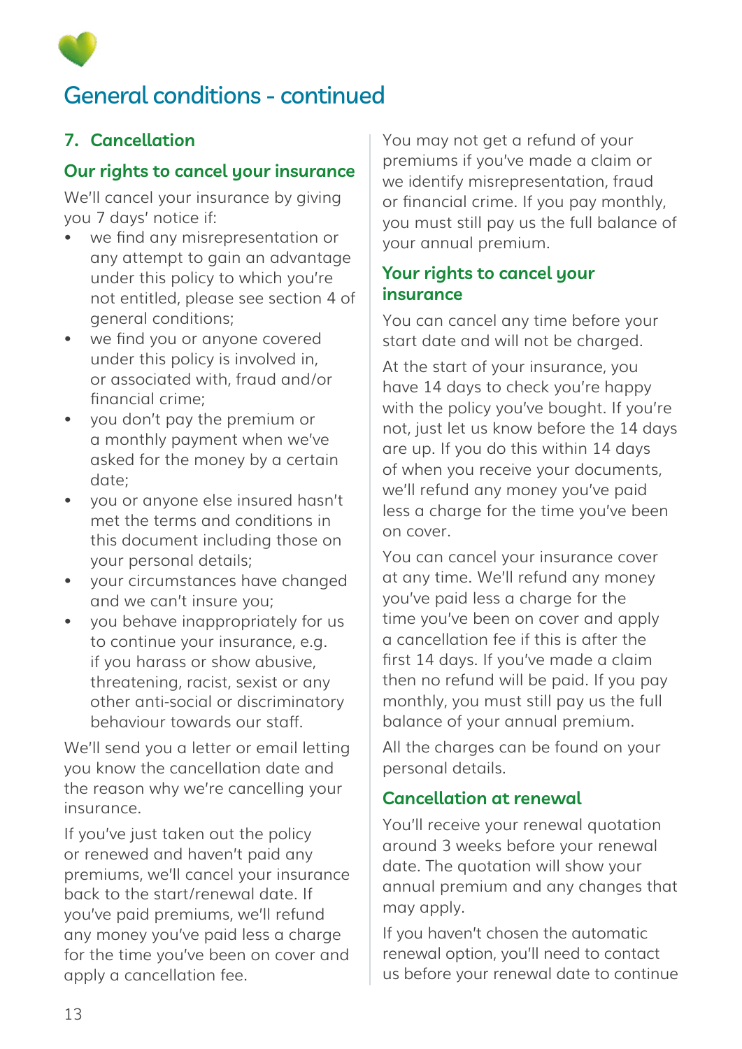# General conditions - continued

## 7. Cancellation

### Our rights to cancel your insurance

We'll cancel your insurance by giving you 7 days' notice if:

- we find any misrepresentation or any attempt to gain an advantage under this policy to which you're not entitled, please see section 4 of general conditions;
- we find you or anyone covered under this policy is involved in, or associated with, fraud and/or financial crime;
- you don't pay the premium or a monthly payment when we've asked for the money by a certain date;
- you or anyone else insured hasn't met the terms and conditions in this document including those on your personal details;
- your circumstances have changed and we can't insure you;
- you behave inappropriately for us to continue your insurance, e.g. if you harass or show abusive, threatening, racist, sexist or any other anti-social or discriminatory behaviour towards our staff.

We'll send you a letter or email letting you know the cancellation date and the reason why we're cancelling your insurance.

If you've just taken out the policy or renewed and haven't paid any premiums, we'll cancel your insurance back to the start/renewal date. If you've paid premiums, we'll refund any money you've paid less a charge for the time you've been on cover and apply a cancellation fee.

You may not get a refund of your premiums if you've made a claim or we identify misrepresentation, fraud or financial crime. If you pay monthly, you must still pay us the full balance of your annual premium.

### Your rights to cancel your insurance

You can cancel any time before your start date and will not be charged.

At the start of your insurance, you have 14 days to check you're happy with the policy you've bought. If you're not, just let us know before the 14 days are up. If you do this within 14 days of when you receive your documents, we'll refund any money you've paid less a charge for the time you've been on cover.

You can cancel your insurance cover at any time. We'll refund any money you've paid less a charge for the time you've been on cover and apply a cancellation fee if this is after the first 14 days. If you've made a claim then no refund will be paid. If you pay monthly, you must still pay us the full balance of your annual premium.

All the charges can be found on your personal details.

### Cancellation at renewal

You'll receive your renewal quotation around 3 weeks before your renewal date. The quotation will show your annual premium and any changes that may apply.

If you haven't chosen the automatic renewal option, you'll need to contact us before your renewal date to continue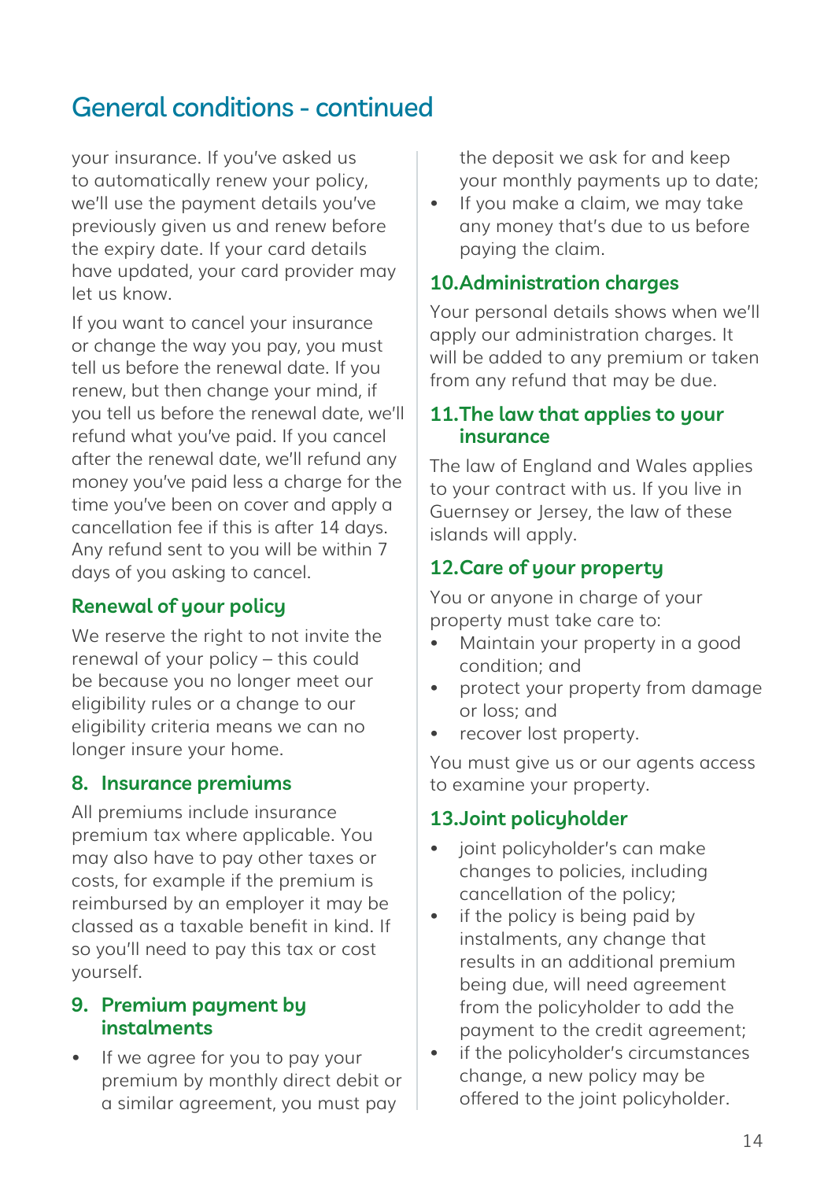# General conditions - continued

your insurance. If you've asked us to automatically renew your policy, we'll use the payment details you've previously given us and renew before the expiry date. If your card details have updated, your card provider may let us know.

If you want to cancel your insurance or change the way you pay, you must tell us before the renewal date. If you renew, but then change your mind, if you tell us before the renewal date, we'll refund what you've paid. If you cancel after the renewal date, we'll refund any money you've paid less a charge for the time you've been on cover and apply a cancellation fee if this is after 14 days. Any refund sent to you will be within 7 days of you asking to cancel.

## Renewal of your policy

We reserve the right to not invite the renewal of your policy – this could be because you no longer meet our eligibility rules or a change to our eligibility criteria means we can no longer insure your home.

## 8. Insurance premiums

All premiums include insurance premium tax where applicable. You may also have to pay other taxes or costs, for example if the premium is reimbursed by an employer it may be classed as a taxable benefit in kind. If so you'll need to pay this tax or cost yourself.

## 9. Premium payment by instalments

- If we agree for you to pay your premium by monthly direct debit or a similar agreement, you must pay the deposit we ask for and keep your monthly payments up to date;
- If you make a claim, we may take any money that's due to us before paying the claim.

## 10. Administration charges

Your personal details shows when we'll apply our administration charges. It will be added to any premium or taken from any refund that may be due.

## 11. The law that applies to your insurance

The law of England and Wales applies to your contract with us. If you live in Guernsey or Jersey, the law of these islands will apply.

## 12. Care of your property

You or anyone in charge of your property must take care to:

- Maintain your property in a good condition; and
- protect your property from damage or loss; and
- recover lost property.

You must give us or our agents access to examine your property.

## 13. Joint policyholder

- joint policyholder's can make changes to policies, including cancellation of the policy;
- if the policy is being paid by instalments, any change that results in an additional premium being due, will need agreement from the policyholder to add the payment to the credit agreement;
- if the policyholder's circumstances change, a new policy may be offered to the joint policyholder.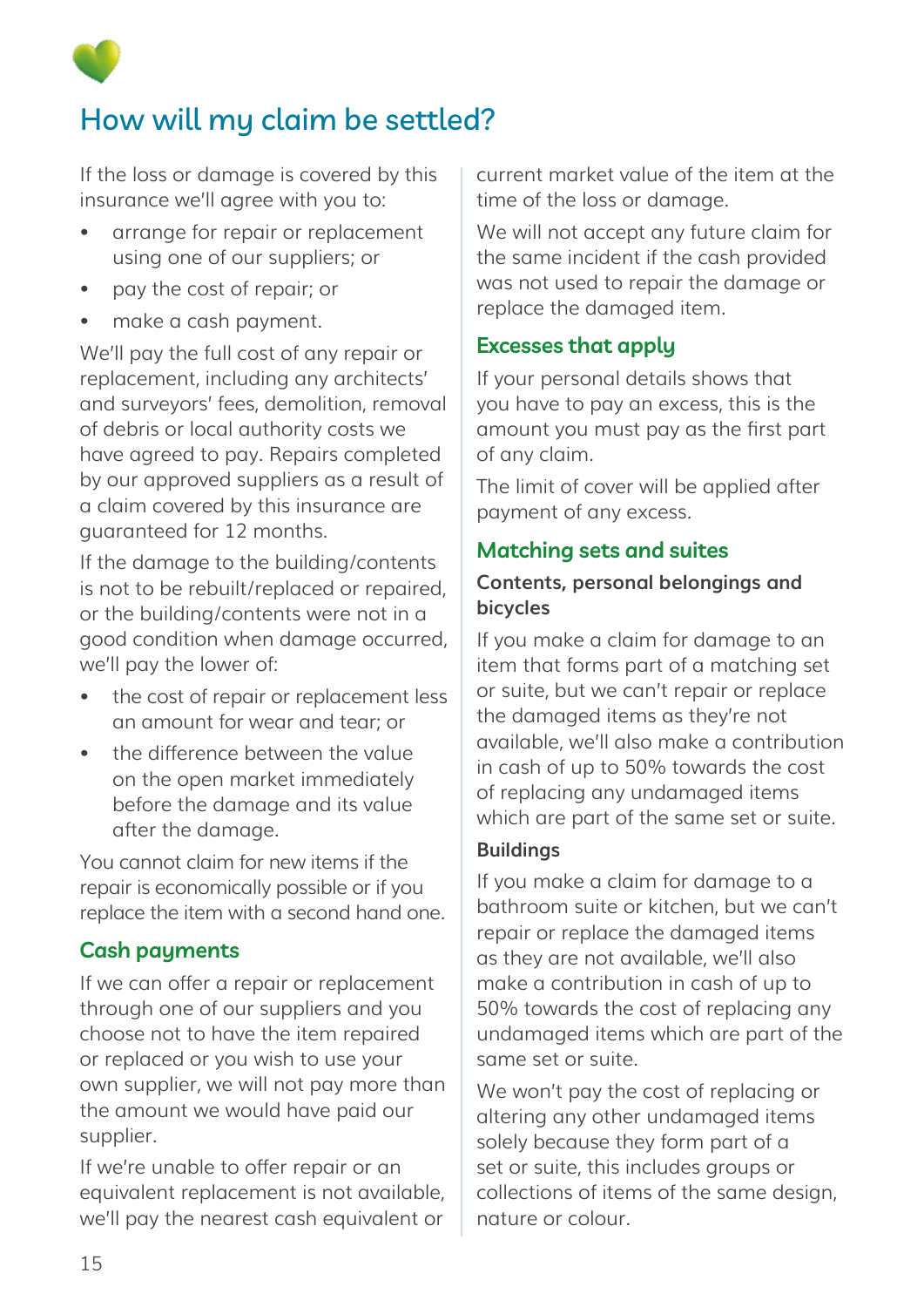# How will my claim be settled?

If the loss or damage is covered by this insurance we'll agree with you to:

- arrange for repair or replacement using one of our suppliers; or
- pay the cost of repair; or
- make a cash payment.

We'll pay the full cost of any repair or replacement, including any architects' and surveyors' fees, demolition, removal of debris or local authority costs we have agreed to pay. Repairs completed by our approved suppliers as a result of a claim covered by this insurance are guaranteed for 12 months.

If the damage to the building/contents is not to be rebuilt/replaced or repaired, or the building/contents were not in a good condition when damage occurred, we'll pay the lower of:

- the cost of repair or replacement less an amount for wear and tear; or
- the difference between the value on the open market immediately before the damage and its value after the damage.

You cannot claim for new items if the repair is economically possible or if you replace the item with a second hand one.

## Cash payments

If we can offer a repair or replacement through one of our suppliers and you choose not to have the item repaired or replaced or you wish to use your own supplier, we will not pay more than the amount we would have paid our supplier.

If we're unable to offer repair or an equivalent replacement is not available, we'll pay the nearest cash equivalent or current market value of the item at the time of the loss or damage.

We will not accept any future claim for the same incident if the cash provided was not used to repair the damage or replace the damaged item.

## Excesses that apply

If your personal details shows that you have to pay an excess, this is the amount you must pay as the first part of any claim.

The limit of cover will be applied after payment of any excess.

## Matching sets and suites

### Contents, personal belongings and bicycles

If you make a claim for damage to an item that forms part of a matching set or suite, but we can't repair or replace the damaged items as they're not available, we'll also make a contribution in cash of up to 50% towards the cost of replacing any undamaged items which are part of the same set or suite.

### Buildings

If you make a claim for damage to a bathroom suite or kitchen, but we can't repair or replace the damaged items as they are not available, we'll also make a contribution in cash of up to 50% towards the cost of replacing any undamaged items which are part of the same set or suite.

We won't pay the cost of replacing or altering any other undamaged items solely because they form part of a set or suite, this includes groups or collections of items of the same design, nature or colour.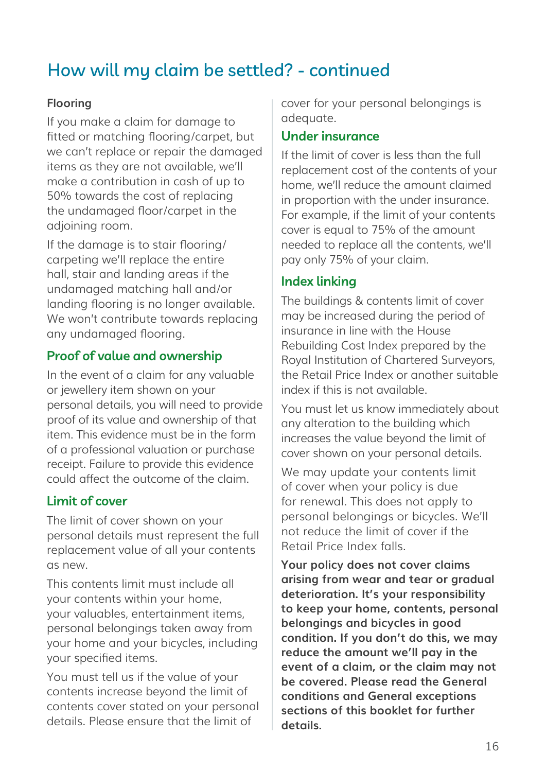# How will my claim be settled? - continued

### Flooring

If you make a claim for damage to fitted or matching flooring/carpet, but we can't replace or repair the damaged items as they are not available, we'll make a contribution in cash of up to 50% towards the cost of replacing the undamaged floor/carpet in the adjoining room.

If the damage is to stair flooring/carpeting we'll replace the entire hall, stair and landing areas if the undamaged matching hall and/or landing flooring is no longer available. We won't contribute towards replacing any undamaged flooring.

### Proof of value and ownership

In the event of a claim for any valuable or jewellery item shown on your personal details, you will need to provide proof of its value and ownership of that item. This evidence must be in the form of a professional valuation or purchase receipt. Failure to provide this evidence could affect the outcome of the claim.

### Limit of cover

The limit of cover shown on your personal details must represent the full replacement value of all your contents as new.

This contents limit must include all your contents within your home, your valuables, entertainment items, personal belongings taken away from your home and your bicycles, including your specified items.

You must tell us if the value of your contents increase beyond the limit of contents cover stated on your personal details. Please ensure that the limit of cover for your personal belongings is adequate.

### Under insurance

If the limit of cover is less than the full replacement cost of the contents of your home, we'll reduce the amount claimed in proportion with the under insurance. For example, if the limit of your contents cover is equal to 75% of the amount needed to replace all the contents, we'll pay only 75% of your claim.

### Index linking

The buildings & contents limit of cover may be increased during the period of insurance in line with the House Rebuilding Cost Index prepared by the Royal Institution of Chartered Surveyors, the Retail Price Index or another suitable index if this is not available.

You must let us know immediately about any alteration to the building which increases the value beyond the limit of cover shown on your personal details.

We may update your contents limit of cover when your policy is due for renewal. This does not apply to personal belongings or bicycles. We'll not reduce the limit of cover if the Retail Price Index falls.

**Your policy does not cover claims arising from wear and tear or gradual deterioration. It's your responsibility to keep your home, contents, personal belongings and bicycles in good condition. If you don't do this, we may reduce the amount we'll pay in the event of a claim, or the claim may not be covered. Please read the General conditions and General exceptions sections of this booklet for further details.**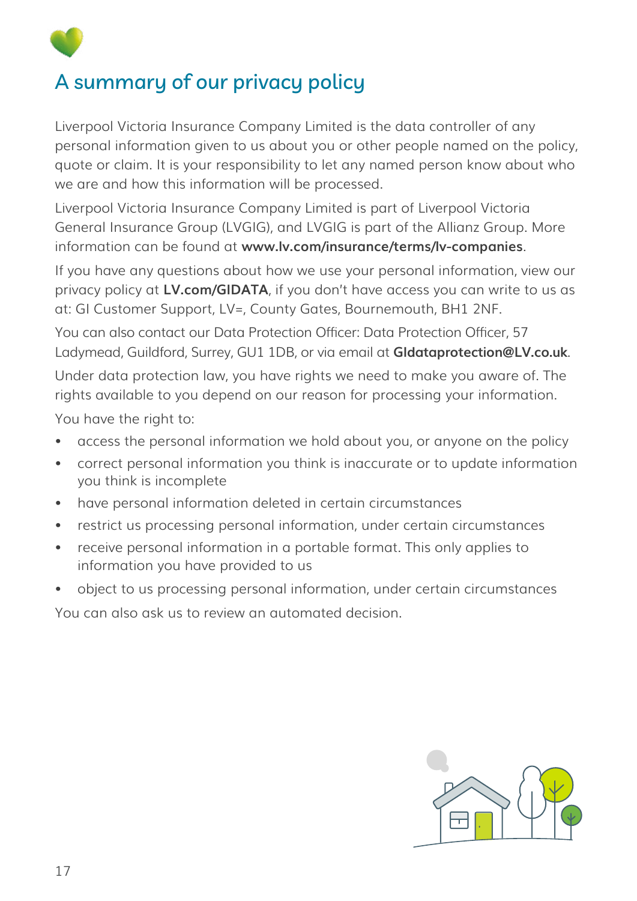# A summary of our privacy policy

Liverpool Victoria Insurance Company Limited is the data controller of any personal information given to us about you or other people named on the policy, quote or claim. It is your responsibility to let any named person know about who we are and how this information will be processed.

Liverpool Victoria Insurance Company Limited is part of Liverpool Victoria General Insurance Group (LVGIG), and LVGIG is part of the Allianz Group. More information can be found at **www.lv.com/insurance/terms/lv-companies**.

If you have any questions about how we use your personal information, view our privacy policy at **LV.com/GIDATA**, if you don't have access you can write to us as at: GI Customer Support, LV=, County Gates, Bournemouth, BH1 2NF.

You can also contact our Data Protection Officer: Data Protection Officer, 57 Ladymead, Guildford, Surrey, GU1 1DB, or via email at **GIdataprotection@LV.co.uk**.

Under data protection law, you have rights we need to make you aware of. The rights available to you depend on our reason for processing your information.

You have the right to:

- access the personal information we hold about you, or anyone on the policy
- correct personal information you think is inaccurate or to update information you think is incomplete
- have personal information deleted in certain circumstances
- restrict us processing personal information, under certain circumstances
- receive personal information in a portable format. This only applies to information you have provided to us
- object to us processing personal information, under certain circumstances

You can also ask us to review an automated decision.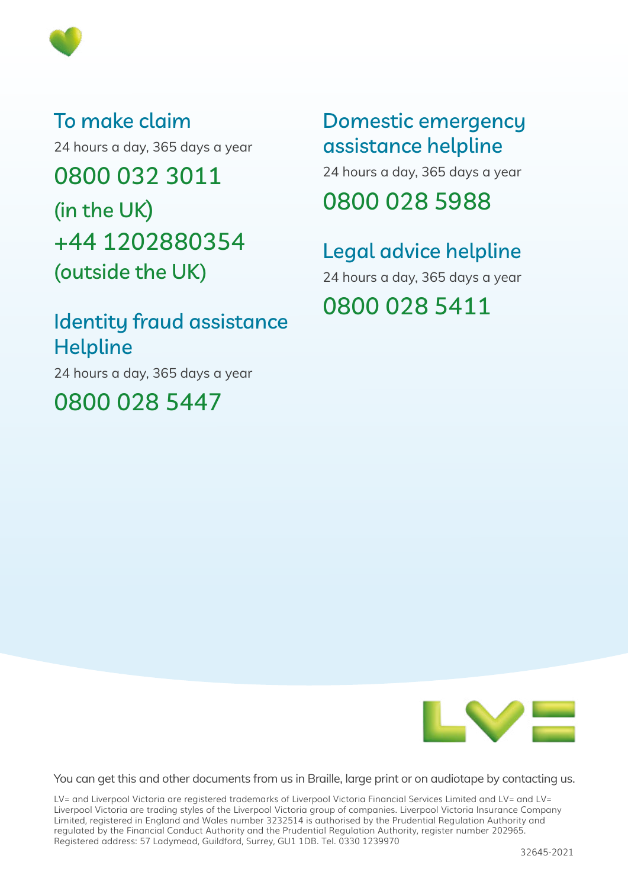## To make claim

24 hours a day, 365 days a year

**0800 032 3011**

**(in the UK)**

**+44 1202880354**

**(outside the UK)**

## Identity fraud assistance Helpline

24 hours a day, 365 days a year

**0800 028 5447**

## Domestic emergency assistance helpline

24 hours a day, 365 days a year

**0800 028 5988**

## Legal advice helpline

24 hours a day, 365 days a year

**0800 028 5411**

You can get this and other documents from us in Braille, large print or on audiotape by contacting us.

LV= and Liverpool Victoria are registered trademarks of Liverpool Victoria Financial Services Limited and LV= and LV= Liverpool Victoria are trading styles of the Liverpool Victoria group of companies. Liverpool Victoria Insurance Company Limited, registered in England and Wales number 3232514 is authorised by the Prudential Regulation Authority and regulated by the Financial Conduct Authority and the Prudential Regulation Authority, register number 202965. Registered address: 57 Ladymead, Guildford, Surrey, GU1 1DB. Tel. 0330 1239970

32645-2021